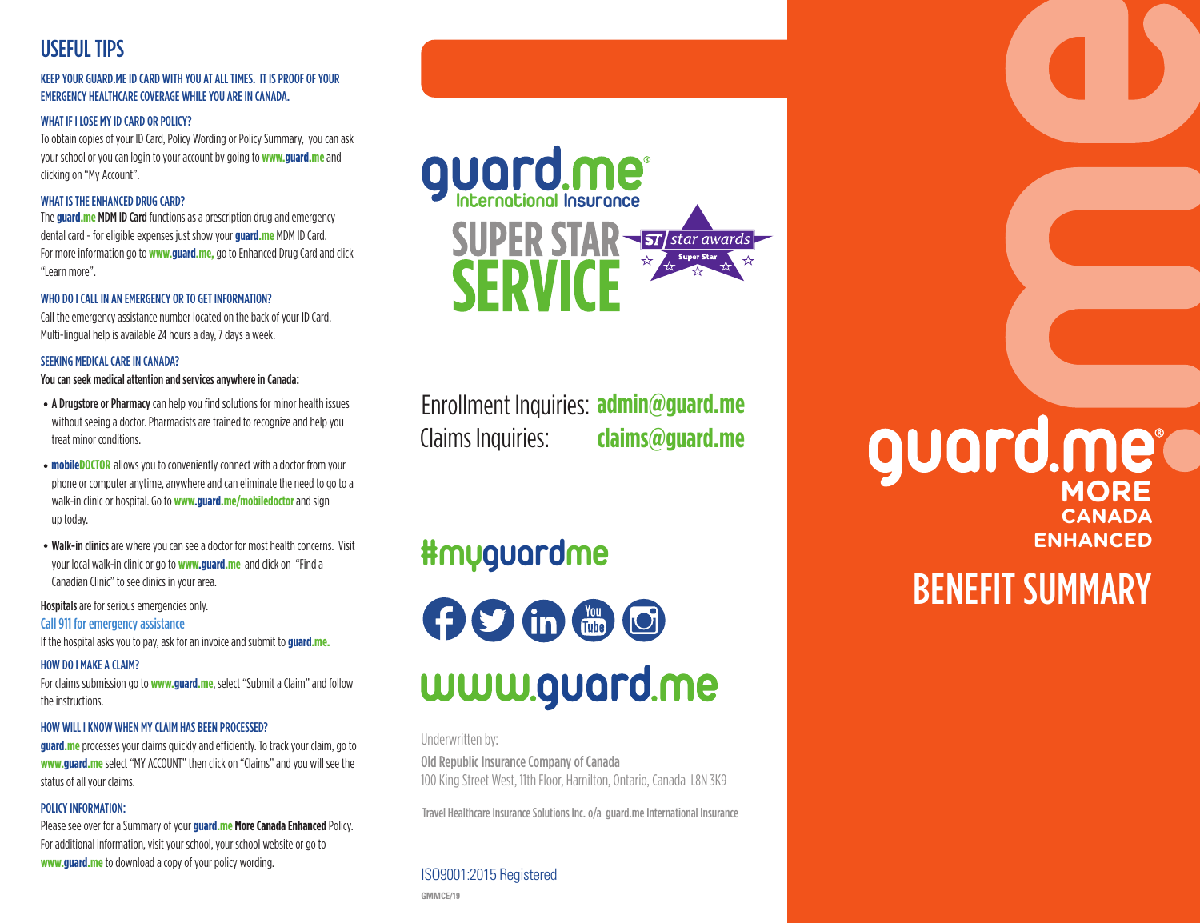## USEFUL TIPS

**KEEP YOUR GUARD.ME ID CARD WITH YOU AT ALL TIMES. IT IS PROOF OF YOUR EMERGENCY HEALTHCARE COVERAGE WHILE YOU ARE IN CANADA.**

### WHAT IF I LOSE MY ID CARD OR POLICY?

To obtain copies of your ID Card, Policy Wording or Policy Summary, you can ask your school or you can login to your account by going to **www.guard.me** and clicking on "My Account".

### WHAT IS THE ENHANCED DRUG CARD?

The **guard.me MDM ID Card** functions as a prescription drug and emergency dental card - for eligible expenses just show your **guard.me** MDM ID Card. For more information go to **www.guard.me,** go to Enhanced Drug Card and click "Learn more".

### WHO DO I CALL IN AN EMERGENCY OR TO GET INFORMATION?

Call the emergency assistance number located on the back of your ID Card. Multi-lingual help is available 24 hours a day, 7 days a week.

### SEEKING MEDICAL CARE IN CANADA?

**You can seek medical attention and services anywhere in Canada:**

- **A Drugstore or Pharmacy** can help you find solutions for minor health issues without seeing a doctor. Pharmacists are trained to recognize and help you treat minor conditions.
- **mobileDOCTOR** allows you to conveniently connect with a doctor from your phone or computer anytime, anywhere and can eliminate the need to go to a walk-in clinic or hospital. Go to **www.guard.me/mobiledoctor** and sign up today.
- **Walk-in clinics** are where you can see a doctor for most health concerns. Visit your local walk-in clinic or go to **www.guard.me** and click on "Find a Canadian Clinic" to see clinics in your area.

**Hospitals** are for serious emergencies only.

Call 911 for emergency assistance

If the hospital asks you to pay, ask for an invoice and submit to **guard.me.**

### HOW DO I MAKE A CLAIM?

For claims submission go to **www.guard.me**, select "Submit a Claim" and follow the instructions.

### HOW WILL I KNOW WHEN MY CLAIM HAS BEEN PROCESSED?

**guard.me** processes your claims quickly and efficiently. To track your claim, go to **www.guard.me** select "MY ACCOUNT" then click on "Claims" and you will see the status of all your claims.

### POLICY INFORMATION:

Please see over for a Summary of your **guard.me More Canada Enhanced** Policy. For additional information, visit your school, your school website or go to **www.guard.me** to download a copy of your policy wording.

---

**guard.me** International Insurance

**SUPER STAR SERVICE**

ST star awards — Super Star

Enrollment Inquiries: **admin@guard.me**
Claims Inquiries: **claims@guard.me**

**#myguardme**

**www.guard.me**

Underwritten by:

**Old Republic Insurance Company of Canada**
100 King Street West, 11th Floor, Hamilton, Ontario, Canada L8N 3K9

Travel Healthcare Insurance Solutions Inc. o/a guard.me International Insurance

ISO9001:2015 Registered

GMMCE/19

---

# guard.me MORE CANADA ENHANCED

# BENEFIT SUMMARY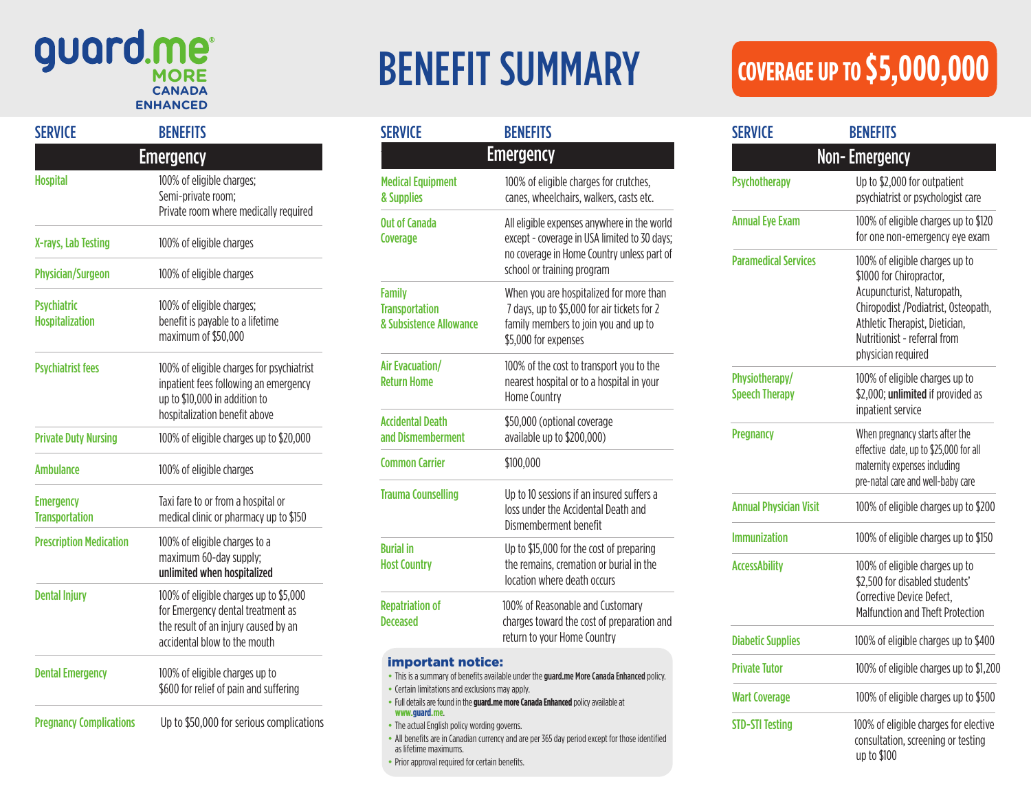# guard.me MORE CANADA ENHANCED

# BENEFIT SUMMARY

**COVERAGE UP TO $5,000,000**

## Emergency

| SERVICE | BENEFITS |
|---|---|
| Hospital | 100% of eligible charges; Semi-private room; Private room where medically required |
| X-rays, Lab Testing | 100% of eligible charges |
| Physician/Surgeon | 100% of eligible charges |
| Psychiatric Hospitalization | 100% of eligible charges; benefit is payable to a lifetime maximum of $50,000 |
| Psychiatrist fees | 100% of eligible charges for psychiatrist inpatient fees following an emergency up to $10,000 in addition to hospitalization benefit above |
| Private Duty Nursing | 100% of eligible charges up to $20,000 |
| Ambulance | 100% of eligible charges |
| Emergency Transportation | Taxi fare to or from a hospital or medical clinic or pharmacy up to $150 |
| Prescription Medication | 100% of eligible charges to a maximum 60-day supply; **unlimited when hospitalized** |
| Dental Injury | 100% of eligible charges up to $5,000 for Emergency dental treatment as the result of an injury caused by an accidental blow to the mouth |
| Dental Emergency | 100% of eligible charges up to $600 for relief of pain and suffering |
| Pregnancy Complications | Up to $50,000 for serious complications |

## Emergency

| SERVICE | BENEFITS |
|---|---|
| Medical Equipment & Supplies | 100% of eligible charges for crutches, canes, wheelchairs, walkers, casts etc. |
| Out of Canada Coverage | All eligible expenses anywhere in the world except - coverage in USA limited to 30 days; no coverage in Home Country unless part of school or training program |
| Family Transportation & Subsistence Allowance | When you are hospitalized for more than 7 days, up to $5,000 for air tickets for 2 family members to join you and up to $5,000 for expenses |
| Air Evacuation/ Return Home | 100% of the cost to transport you to the nearest hospital or to a hospital in your Home Country |
| Accidental Death and Dismemberment | $50,000 (optional coverage available up to $200,000) |
| Common Carrier | $100,000 |
| Trauma Counselling | Up to 10 sessions if an insured suffers a loss under the Accidental Death and Dismemberment benefit |
| Burial in Host Country | Up to $15,000 for the cost of preparing the remains, cremation or burial in the location where death occurs |
| Repatriation of Deceased | 100% of Reasonable and Customary charges toward the cost of preparation and return to your Home Country |

### important notice:

- This is a summary of benefits available under the **guard.me More Canada Enhanced** policy.
- Certain limitations and exclusions may apply.
- Full details are found in the **guard.me more Canada Enhanced** policy available at **www.guard.me**.
- The actual English policy wording governs.
- All benefits are in Canadian currency and are per 365 day period except for those identified as lifetime maximums.
- Prior approval required for certain benefits.

## Non- Emergency

| SERVICE | BENEFITS |
|---|---|
| Psychotherapy | Up to $2,000 for outpatient psychiatrist or psychologist care |
| Annual Eye Exam | 100% of eligible charges up to $120 for one non-emergency eye exam |
| Paramedical Services | 100% of eligible charges up to $1000 for Chiropractor, Acupuncturist, Naturopath, Chiropodist /Podiatrist, Osteopath, Athletic Therapist, Dietician, Nutritionist - referral from physician required |
| Physiotherapy/ Speech Therapy | 100% of eligible charges up to $2,000; **unlimited** if provided as inpatient service |
| Pregnancy | When pregnancy starts after the effective date, up to $25,000 for all maternity expenses including pre-natal care and well-baby care |
| Annual Physician Visit | 100% of eligible charges up to $200 |
| Immunization | 100% of eligible charges up to $150 |
| AccessAbility | 100% of eligible charges up to $2,500 for disabled students' Corrective Device Defect, Malfunction and Theft Protection |
| Diabetic Supplies | 100% of eligible charges up to $400 |
| Private Tutor | 100% of eligible charges up to $1,200 |
| Wart Coverage | 100% of eligible charges up to $500 |
| STD-STI Testing | 100% of eligible charges for elective consultation, screening or testing up to $100 |